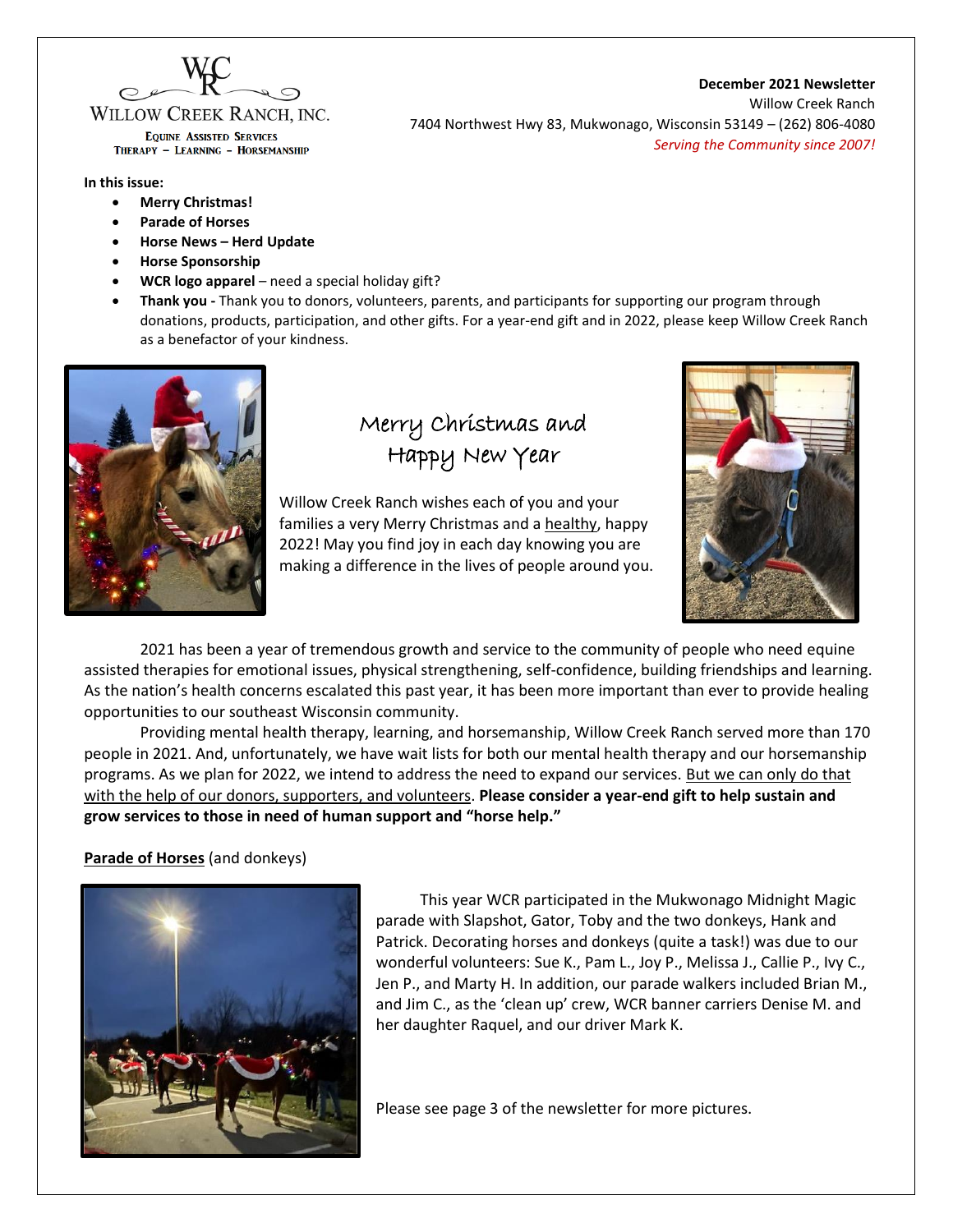**WILLOW CREEK RANCH, INC.**
EQUINE ASSISTED SERVICES
THERAPY – LEARNING – HORSEMANSHIP

**December 2021 Newsletter**
Willow Creek Ranch
7404 Northwest Hwy 83, Mukwonago, Wisconsin 53149 – (262) 806-4080
*Serving the Community since 2007!*

**In this issue:**

- **Merry Christmas!**
- **Parade of Horses**
- **Horse News – Herd Update**
- **Horse Sponsorship**
- **WCR logo apparel** – need a special holiday gift?
- **Thank you -** Thank you to donors, volunteers, parents, and participants for supporting our program through donations, products, participation, and other gifts. For a year-end gift and in 2022, please keep Willow Creek Ranch as a benefactor of your kindness.

## Merry Christmas and Happy New Year

Willow Creek Ranch wishes each of you and your families a very Merry Christmas and a healthy, happy 2022! May you find joy in each day knowing you are making a difference in the lives of people around you.

2021 has been a year of tremendous growth and service to the community of people who need equine assisted therapies for emotional issues, physical strengthening, self-confidence, building friendships and learning. As the nation's health concerns escalated this past year, it has been more important than ever to provide healing opportunities to our southeast Wisconsin community.

Providing mental health therapy, learning, and horsemanship, Willow Creek Ranch served more than 170 people in 2021. And, unfortunately, we have wait lists for both our mental health therapy and our horsemanship programs. As we plan for 2022, we intend to address the need to expand our services. But we can only do that with the help of our donors, supporters, and volunteers. **Please consider a year-end gift to help sustain and grow services to those in need of human support and "horse help."**

**Parade of Horses** (and donkeys)

This year WCR participated in the Mukwonago Midnight Magic parade with Slapshot, Gator, Toby and the two donkeys, Hank and Patrick. Decorating horses and donkeys (quite a task!) was due to our wonderful volunteers: Sue K., Pam L., Joy P., Melissa J., Callie P., Ivy C., Jen P., and Marty H. In addition, our parade walkers included Brian M., and Jim C., as the 'clean up' crew, WCR banner carriers Denise M. and her daughter Raquel, and our driver Mark K.

Please see page 3 of the newsletter for more pictures.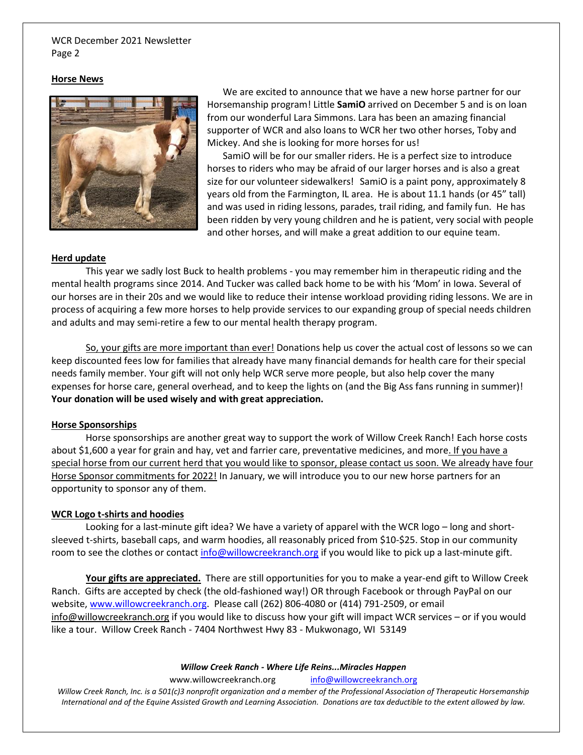## Horse News

We are excited to announce that we have a new horse partner for our Horsemanship program! Little **SamiO** arrived on December 5 and is on loan from our wonderful Lara Simmons. Lara has been an amazing financial supporter of WCR and also loans to WCR her two other horses, Toby and Mickey. And she is looking for more horses for us!

SamiO will be for our smaller riders. He is a perfect size to introduce horses to riders who may be afraid of our larger horses and is also a great size for our volunteer sidewalkers! SamiO is a paint pony, approximately 8 years old from the Farmington, IL area. He is about 11.1 hands (or 45" tall) and was used in riding lessons, parades, trail riding, and family fun. He has been ridden by very young children and he is patient, very social with people and other horses, and will make a great addition to our equine team.

## Herd update

This year we sadly lost Buck to health problems - you may remember him in therapeutic riding and the mental health programs since 2014. And Tucker was called back home to be with his 'Mom' in Iowa. Several of our horses are in their 20s and we would like to reduce their intense workload providing riding lessons. We are in process of acquiring a few more horses to help provide services to our expanding group of special needs children and adults and may semi-retire a few to our mental health therapy program.

So, your gifts are more important than ever! Donations help us cover the actual cost of lessons so we can keep discounted fees low for families that already have many financial demands for health care for their special needs family member. Your gift will not only help WCR serve more people, but also help cover the many expenses for horse care, general overhead, and to keep the lights on (and the Big Ass fans running in summer)! **Your donation will be used wisely and with great appreciation.**

## Horse Sponsorships

Horse sponsorships are another great way to support the work of Willow Creek Ranch! Each horse costs about $1,600 a year for grain and hay, vet and farrier care, preventative medicines, and more. If you have a special horse from our current herd that you would like to sponsor, please contact us soon. We already have four Horse Sponsor commitments for 2022! In January, we will introduce you to our new horse partners for an opportunity to sponsor any of them.

## WCR Logo t-shirts and hoodies

Looking for a last-minute gift idea? We have a variety of apparel with the WCR logo – long and short-sleeved t-shirts, baseball caps, and warm hoodies, all reasonably priced from $10-$25. Stop in our community room to see the clothes or contact info@willowcreekranch.org if you would like to pick up a last-minute gift.

**Your gifts are appreciated.** There are still opportunities for you to make a year-end gift to Willow Creek Ranch. Gifts are accepted by check (the old-fashioned way!) OR through Facebook or through PayPal on our website, www.willowcreekranch.org. Please call (262) 806-4080 or (414) 791-2509, or email info@willowcreekranch.org if you would like to discuss how your gift will impact WCR services – or if you would like a tour. Willow Creek Ranch - 7404 Northwest Hwy 83 - Mukwonago, WI 53149

***Willow Creek Ranch - Where Life Reins...Miracles Happen***

www.willowcreekranch.org info@willowcreekranch.org

*Willow Creek Ranch, Inc. is a 501(c)3 nonprofit organization and a member of the Professional Association of Therapeutic Horsemanship International and of the Equine Assisted Growth and Learning Association. Donations are tax deductible to the extent allowed by law.*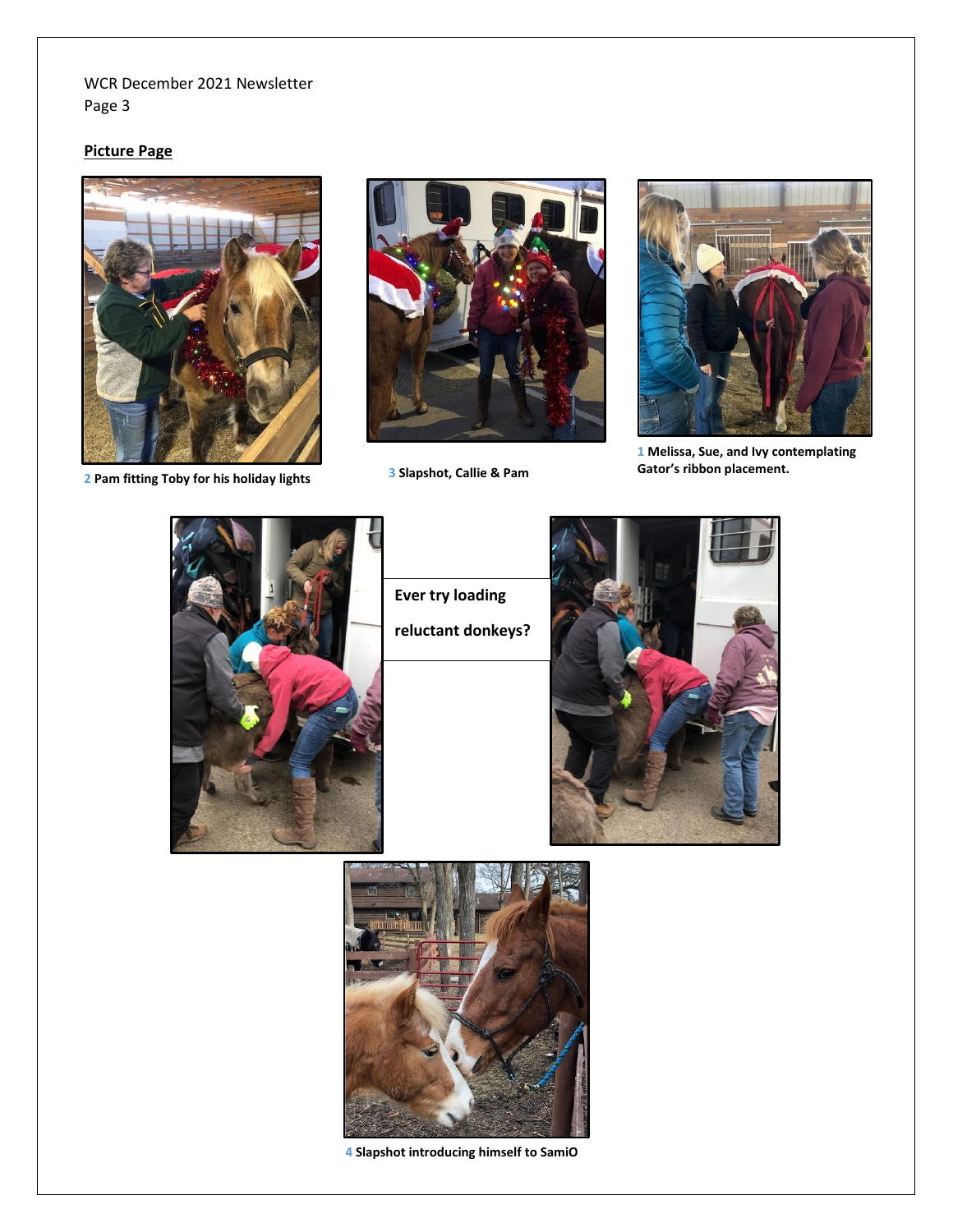**Picture Page**

2 Pam fitting Toby for his holiday lights

3 Slapshot, Callie & Pam

1 Melissa, Sue, and Ivy contemplating Gator's ribbon placement.

**Ever try loading reluctant donkeys?**

4 Slapshot introducing himself to SamiO